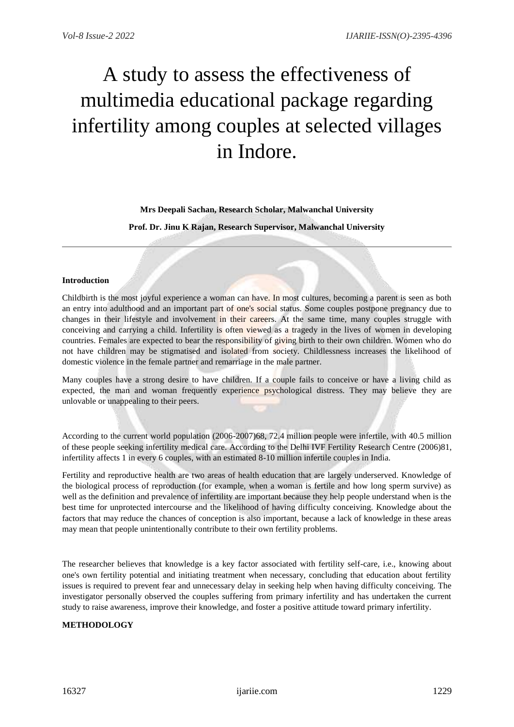# A study to assess the effectiveness of multimedia educational package regarding infertility among couples at selected villages in Indore.

**Mrs Deepali Sachan, Research Scholar, Malwanchal University**

**Prof. Dr. Jinu K Rajan, Research Supervisor, Malwanchal University**

---

**Introduction**

Childbirth is the most joyful experience a woman can have. In most cultures, becoming a parent is seen as both an entry into adulthood and an important part of one's social status. Some couples postpone pregnancy due to changes in their lifestyle and involvement in their careers. At the same time, many couples struggle with conceiving and carrying a child. Infertility is often viewed as a tragedy in the lives of women in developing countries. Females are expected to bear the responsibility of giving birth to their own children. Women who do not have children may be stigmatised and isolated from society. Childlessness increases the likelihood of domestic violence in the female partner and remarriage in the male partner.

Many couples have a strong desire to have children. If a couple fails to conceive or have a living child as expected, the man and woman frequently experience psychological distress. They may believe they are unlovable or unappealing to their peers.

According to the current world population (2006-2007)68, 72.4 million people were infertile, with 40.5 million of these people seeking infertility medical care. According to the Delhi IVF Fertility Research Centre (2006)81, infertility affects 1 in every 6 couples, with an estimated 8-10 million infertile couples in India.

Fertility and reproductive health are two areas of health education that are largely underserved. Knowledge of the biological process of reproduction (for example, when a woman is fertile and how long sperm survive) as well as the definition and prevalence of infertility are important because they help people understand when is the best time for unprotected intercourse and the likelihood of having difficulty conceiving. Knowledge about the factors that may reduce the chances of conception is also important, because a lack of knowledge in these areas may mean that people unintentionally contribute to their own fertility problems.

The researcher believes that knowledge is a key factor associated with fertility self-care, i.e., knowing about one's own fertility potential and initiating treatment when necessary, concluding that education about fertility issues is required to prevent fear and unnecessary delay in seeking help when having difficulty conceiving. The investigator personally observed the couples suffering from primary infertility and has undertaken the current study to raise awareness, improve their knowledge, and foster a positive attitude toward primary infertility.

**METHODOLOGY**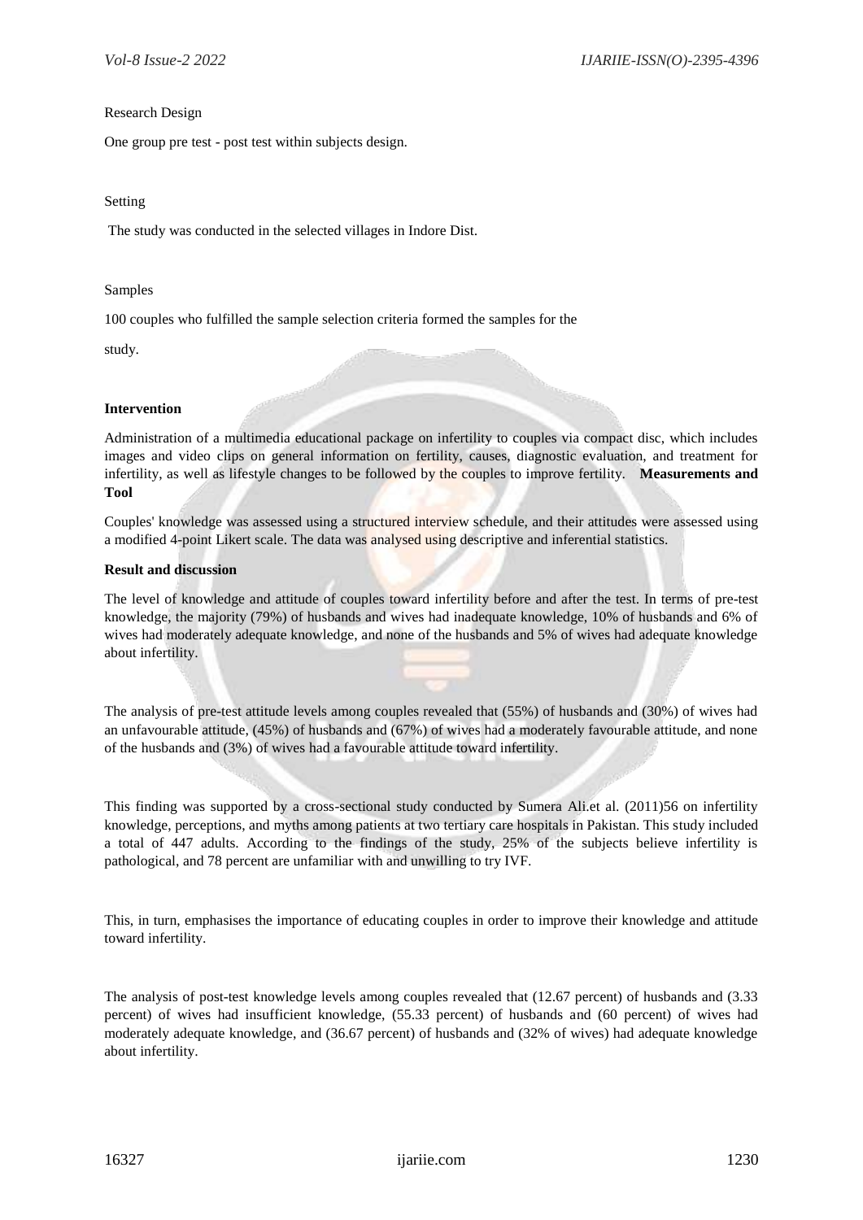Research Design

One group pre test - post test within subjects design.

Setting

The study was conducted in the selected villages in Indore Dist.

Samples

100 couples who fulfilled the sample selection criteria formed the samples for the

study.

**Intervention**

Administration of a multimedia educational package on infertility to couples via compact disc, which includes images and video clips on general information on fertility, causes, diagnostic evaluation, and treatment for infertility, as well as lifestyle changes to be followed by the couples to improve fertility. **Measurements and Tool**

Couples' knowledge was assessed using a structured interview schedule, and their attitudes were assessed using a modified 4-point Likert scale. The data was analysed using descriptive and inferential statistics.

**Result and discussion**

The level of knowledge and attitude of couples toward infertility before and after the test. In terms of pre-test knowledge, the majority (79%) of husbands and wives had inadequate knowledge, 10% of husbands and 6% of wives had moderately adequate knowledge, and none of the husbands and 5% of wives had adequate knowledge about infertility.

The analysis of pre-test attitude levels among couples revealed that (55%) of husbands and (30%) of wives had an unfavourable attitude, (45%) of husbands and (67%) of wives had a moderately favourable attitude, and none of the husbands and (3%) of wives had a favourable attitude toward infertility.

This finding was supported by a cross-sectional study conducted by Sumera Ali.et al. (2011)56 on infertility knowledge, perceptions, and myths among patients at two tertiary care hospitals in Pakistan. This study included a total of 447 adults. According to the findings of the study, 25% of the subjects believe infertility is pathological, and 78 percent are unfamiliar with and unwilling to try IVF.

This, in turn, emphasises the importance of educating couples in order to improve their knowledge and attitude toward infertility.

The analysis of post-test knowledge levels among couples revealed that (12.67 percent) of husbands and (3.33 percent) of wives had insufficient knowledge, (55.33 percent) of husbands and (60 percent) of wives had moderately adequate knowledge, and (36.67 percent) of husbands and (32% of wives) had adequate knowledge about infertility.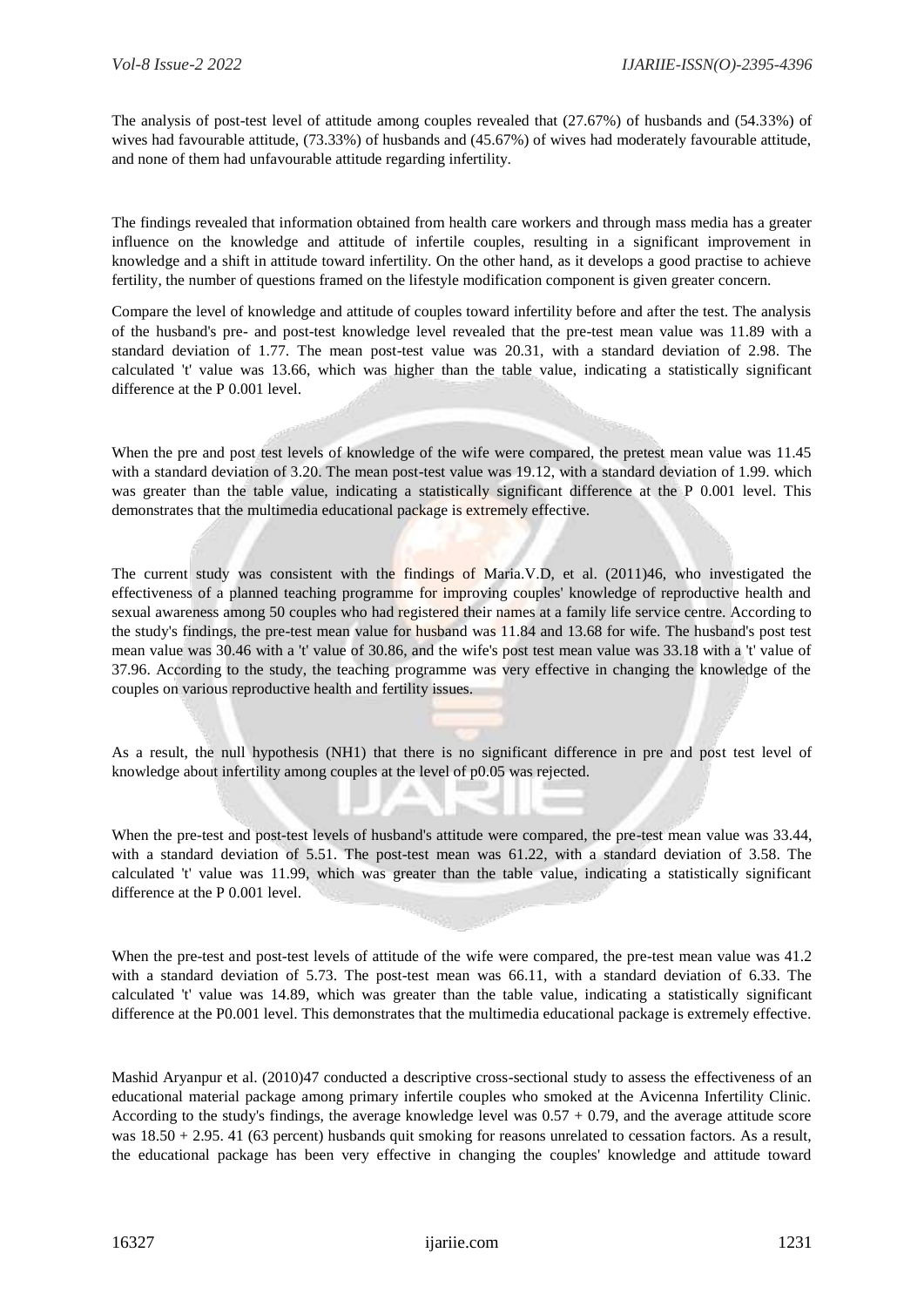The analysis of post-test level of attitude among couples revealed that (27.67%) of husbands and (54.33%) of wives had favourable attitude, (73.33%) of husbands and (45.67%) of wives had moderately favourable attitude, and none of them had unfavourable attitude regarding infertility.

The findings revealed that information obtained from health care workers and through mass media has a greater influence on the knowledge and attitude of infertile couples, resulting in a significant improvement in knowledge and a shift in attitude toward infertility. On the other hand, as it develops a good practise to achieve fertility, the number of questions framed on the lifestyle modification component is given greater concern.

Compare the level of knowledge and attitude of couples toward infertility before and after the test. The analysis of the husband's pre- and post-test knowledge level revealed that the pre-test mean value was 11.89 with a standard deviation of 1.77. The mean post-test value was 20.31, with a standard deviation of 2.98. The calculated 't' value was 13.66, which was higher than the table value, indicating a statistically significant difference at the P 0.001 level.

When the pre and post test levels of knowledge of the wife were compared, the pretest mean value was 11.45 with a standard deviation of 3.20. The mean post-test value was 19.12, with a standard deviation of 1.99. which was greater than the table value, indicating a statistically significant difference at the P 0.001 level. This demonstrates that the multimedia educational package is extremely effective.

The current study was consistent with the findings of Maria.V.D, et al. (2011)46, who investigated the effectiveness of a planned teaching programme for improving couples' knowledge of reproductive health and sexual awareness among 50 couples who had registered their names at a family life service centre. According to the study's findings, the pre-test mean value for husband was 11.84 and 13.68 for wife. The husband's post test mean value was 30.46 with a 't' value of 30.86, and the wife's post test mean value was 33.18 with a 't' value of 37.96. According to the study, the teaching programme was very effective in changing the knowledge of the couples on various reproductive health and fertility issues.

As a result, the null hypothesis (NH1) that there is no significant difference in pre and post test level of knowledge about infertility among couples at the level of p0.05 was rejected.

When the pre-test and post-test levels of husband's attitude were compared, the pre-test mean value was 33.44, with a standard deviation of 5.51. The post-test mean was 61.22, with a standard deviation of 3.58. The calculated 't' value was 11.99, which was greater than the table value, indicating a statistically significant difference at the P 0.001 level.

When the pre-test and post-test levels of attitude of the wife were compared, the pre-test mean value was 41.2 with a standard deviation of 5.73. The post-test mean was 66.11, with a standard deviation of 6.33. The calculated 't' value was 14.89, which was greater than the table value, indicating a statistically significant difference at the P0.001 level. This demonstrates that the multimedia educational package is extremely effective.

Mashid Aryanpur et al. (2010)47 conducted a descriptive cross-sectional study to assess the effectiveness of an educational material package among primary infertile couples who smoked at the Avicenna Infertility Clinic. According to the study's findings, the average knowledge level was 0.57 + 0.79, and the average attitude score was 18.50 + 2.95. 41 (63 percent) husbands quit smoking for reasons unrelated to cessation factors. As a result, the educational package has been very effective in changing the couples' knowledge and attitude toward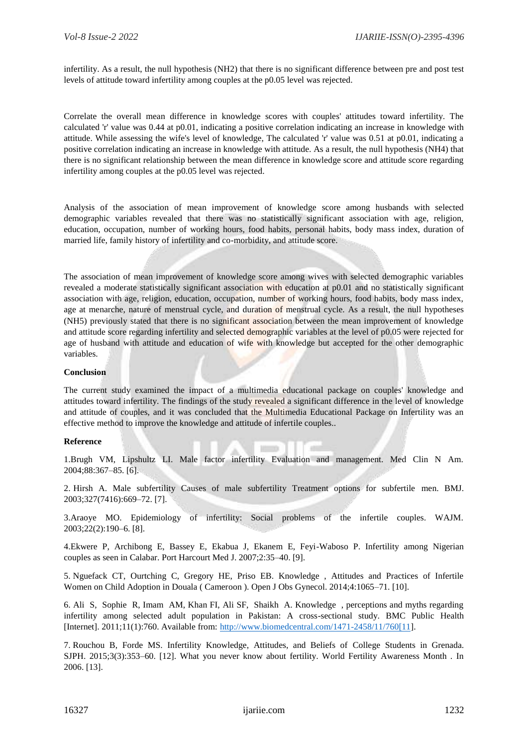infertility. As a result, the null hypothesis (NH2) that there is no significant difference between pre and post test levels of attitude toward infertility among couples at the p0.05 level was rejected.

Correlate the overall mean difference in knowledge scores with couples' attitudes toward infertility. The calculated 'r' value was 0.44 at p0.01, indicating a positive correlation indicating an increase in knowledge with attitude. While assessing the wife's level of knowledge, The calculated 'r' value was 0.51 at p0.01, indicating a positive correlation indicating an increase in knowledge with attitude. As a result, the null hypothesis (NH4) that there is no significant relationship between the mean difference in knowledge score and attitude score regarding infertility among couples at the p0.05 level was rejected.

Analysis of the association of mean improvement of knowledge score among husbands with selected demographic variables revealed that there was no statistically significant association with age, religion, education, occupation, number of working hours, food habits, personal habits, body mass index, duration of married life, family history of infertility and co-morbidity, and attitude score.

The association of mean improvement of knowledge score among wives with selected demographic variables revealed a moderate statistically significant association with education at p0.01 and no statistically significant association with age, religion, education, occupation, number of working hours, food habits, body mass index, age at menarche, nature of menstrual cycle, and duration of menstrual cycle. As a result, the null hypotheses (NH5) previously stated that there is no significant association between the mean improvement of knowledge and attitude score regarding infertility and selected demographic variables at the level of p0.05 were rejected for age of husband with attitude and education of wife with knowledge but accepted for the other demographic variables.

**Conclusion**

The current study examined the impact of a multimedia educational package on couples' knowledge and attitudes toward infertility. The findings of the study revealed a significant difference in the level of knowledge and attitude of couples, and it was concluded that the Multimedia Educational Package on Infertility was an effective method to improve the knowledge and attitude of infertile couples..

**Reference**

1.Brugh VM, Lipshultz LI. Male factor infertility Evaluation and management. Med Clin N Am. 2004;88:367–85. [6].

2. Hirsh A. Male subfertility Causes of male subfertility Treatment options for subfertile men. BMJ. 2003;327(7416):669–72. [7].

3.Araoye MO. Epidemiology of infertility: Social problems of the infertile couples. WAJM. 2003;22(2):190–6. [8].

4.Ekwere P, Archibong E, Bassey E, Ekabua J, Ekanem E, Feyi-Waboso P. Infertility among Nigerian couples as seen in Calabar. Port Harcourt Med J. 2007;2:35–40. [9].

5. Nguefack CT, Ourtching C, Gregory HE, Priso EB. Knowledge , Attitudes and Practices of Infertile Women on Child Adoption in Douala ( Cameroon ). Open J Obs Gynecol. 2014;4:1065–71. [10].

6. Ali S, Sophie R, Imam AM, Khan FI, Ali SF, Shaikh A. Knowledge , perceptions and myths regarding infertility among selected adult population in Pakistan: A cross-sectional study. BMC Public Health [Internet]. 2011;11(1):760. Available from: http://www.biomedcentral.com/1471-2458/11/760[11].

7. Rouchou B, Forde MS. Infertility Knowledge, Attitudes, and Beliefs of College Students in Grenada. SJPH. 2015;3(3):353–60. [12]. What you never know about fertility. World Fertility Awareness Month . In 2006. [13].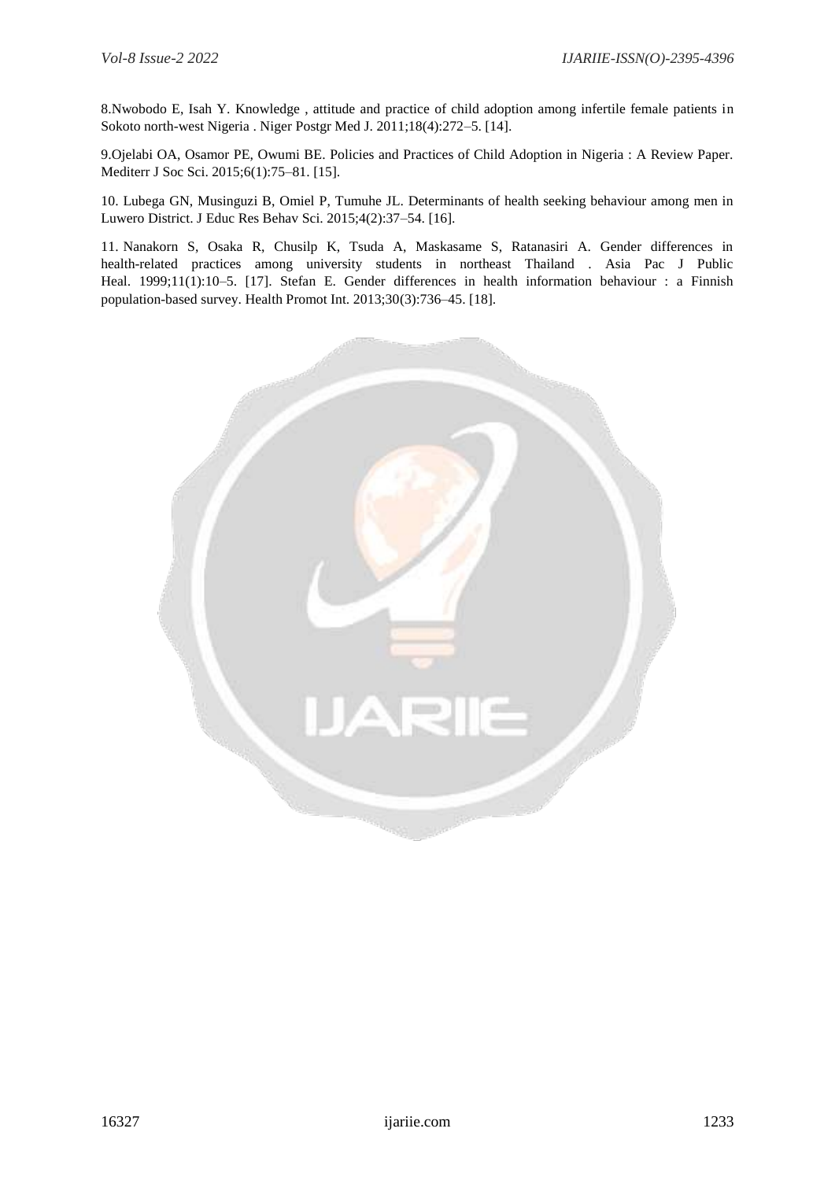8.Nwobodo E, Isah Y. Knowledge , attitude and practice of child adoption among infertile female patients in Sokoto north-west Nigeria . Niger Postgr Med J. 2011;18(4):272–5. [14].

9.Ojelabi OA, Osamor PE, Owumi BE. Policies and Practices of Child Adoption in Nigeria : A Review Paper. Mediterr J Soc Sci. 2015;6(1):75–81. [15].

10. Lubega GN, Musinguzi B, Omiel P, Tumuhe JL. Determinants of health seeking behaviour among men in Luwero District. J Educ Res Behav Sci. 2015;4(2):37–54. [16].

11. Nanakorn S, Osaka R, Chusilp K, Tsuda A, Maskasame S, Ratanasiri A. Gender differences in health-related practices among university students in northeast Thailand . Asia Pac J Public Heal. 1999;11(1):10–5. [17]. Stefan E. Gender differences in health information behaviour : a Finnish population-based survey. Health Promot Int. 2013;30(3):736–45. [18].